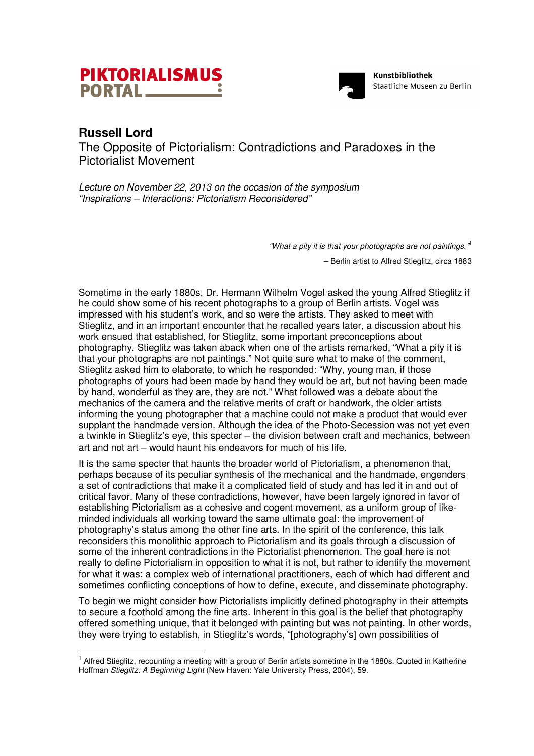PIKTORIALISMUS PORTAL

Kunstbibliothek
Staatliche Museen zu Berlin

# Russell Lord

## The Opposite of Pictorialism: Contradictions and Paradoxes in the Pictorialist Movement

*Lecture on November 22, 2013 on the occasion of the symposium "Inspirations – Interactions: Pictorialism Reconsidered"*

> *"What a pity it is that your photographs are not paintings."*[1]
>
> – Berlin artist to Alfred Stieglitz, circa 1883

Sometime in the early 1880s, Dr. Hermann Wilhelm Vogel asked the young Alfred Stieglitz if he could show some of his recent photographs to a group of Berlin artists. Vogel was impressed with his student's work, and so were the artists. They asked to meet with Stieglitz, and in an important encounter that he recalled years later, a discussion about his work ensued that established, for Stieglitz, some important preconceptions about photography. Stieglitz was taken aback when one of the artists remarked, "What a pity it is that your photographs are not paintings." Not quite sure what to make of the comment, Stieglitz asked him to elaborate, to which he responded: "Why, young man, if those photographs of yours had been made by hand they would be art, but not having been made by hand, wonderful as they are, they are not." What followed was a debate about the mechanics of the camera and the relative merits of craft or handwork, the older artists informing the young photographer that a machine could not make a product that would ever supplant the handmade version. Although the idea of the Photo-Secession was not yet even a twinkle in Stieglitz's eye, this specter – the division between craft and mechanics, between art and not art – would haunt his endeavors for much of his life.

It is the same specter that haunts the broader world of Pictorialism, a phenomenon that, perhaps because of its peculiar synthesis of the mechanical and the handmade, engenders a set of contradictions that make it a complicated field of study and has led it in and out of critical favor. Many of these contradictions, however, have been largely ignored in favor of establishing Pictorialism as a cohesive and cogent movement, as a uniform group of like-minded individuals all working toward the same ultimate goal: the improvement of photography's status among the other fine arts. In the spirit of the conference, this talk reconsiders this monolithic approach to Pictorialism and its goals through a discussion of some of the inherent contradictions in the Pictorialist phenomenon. The goal here is not really to define Pictorialism in opposition to what it is not, but rather to identify the movement for what it was: a complex web of international practitioners, each of which had different and sometimes conflicting conceptions of how to define, execute, and disseminate photography.

To begin we might consider how Pictorialists implicitly defined photography in their attempts to secure a foothold among the fine arts. Inherent in this goal is the belief that photography offered something unique, that it belonged with painting but was not painting. In other words, they were trying to establish, in Stieglitz's words, "[photography's] own possibilities of

---

[1] Alfred Stieglitz, recounting a meeting with a group of Berlin artists sometime in the 1880s. Quoted in Katherine Hoffman *Stieglitz: A Beginning Light* (New Haven: Yale University Press, 2004), 59.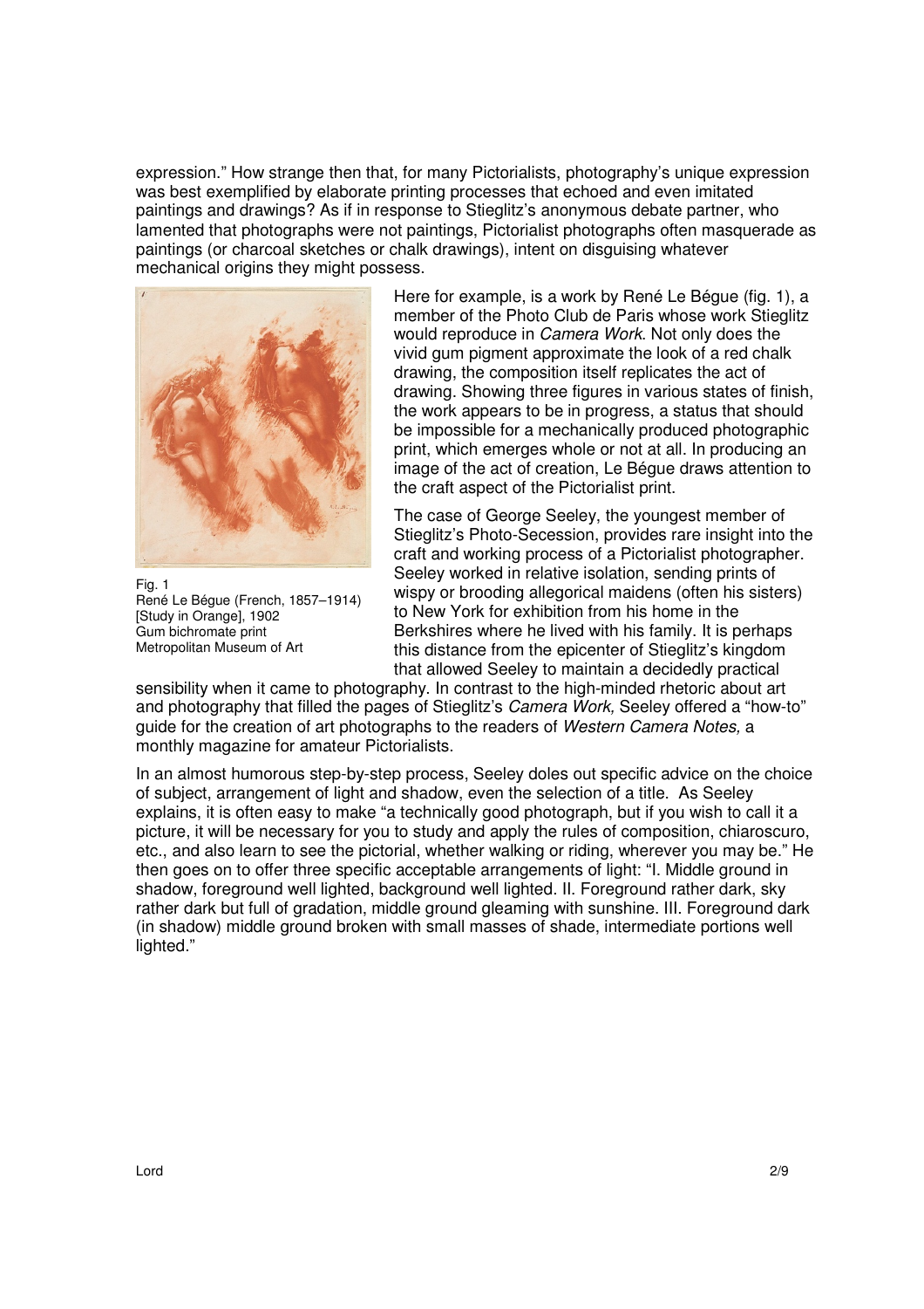expression." How strange then that, for many Pictorialists, photography's unique expression was best exemplified by elaborate printing processes that echoed and even imitated paintings and drawings? As if in response to Stieglitz's anonymous debate partner, who lamented that photographs were not paintings, Pictorialist photographs often masquerade as paintings (or charcoal sketches or chalk drawings), intent on disguising whatever mechanical origins they might possess.

Fig. 1
René Le Bégue (French, 1857–1914)
[Study in Orange], 1902
Gum bichromate print
Metropolitan Museum of Art

Here for example, is a work by René Le Bégue (fig. 1), a member of the Photo Club de Paris whose work Stieglitz would reproduce in *Camera Work*. Not only does the vivid gum pigment approximate the look of a red chalk drawing, the composition itself replicates the act of drawing. Showing three figures in various states of finish, the work appears to be in progress, a status that should be impossible for a mechanically produced photographic print, which emerges whole or not at all. In producing an image of the act of creation, Le Bégue draws attention to the craft aspect of the Pictorialist print.

The case of George Seeley, the youngest member of Stieglitz's Photo-Secession, provides rare insight into the craft and working process of a Pictorialist photographer. Seeley worked in relative isolation, sending prints of wispy or brooding allegorical maidens (often his sisters) to New York for exhibition from his home in the Berkshires where he lived with his family. It is perhaps this distance from the epicenter of Stieglitz's kingdom that allowed Seeley to maintain a decidedly practical sensibility when it came to photography. In contrast to the high-minded rhetoric about art and photography that filled the pages of Stieglitz's *Camera Work,* Seeley offered a "how-to" guide for the creation of art photographs to the readers of *Western Camera Notes,* a monthly magazine for amateur Pictorialists.

In an almost humorous step-by-step process, Seeley doles out specific advice on the choice of subject, arrangement of light and shadow, even the selection of a title. As Seeley explains, it is often easy to make "a technically good photograph, but if you wish to call it a picture, it will be necessary for you to study and apply the rules of composition, chiaroscuro, etc., and also learn to see the pictorial, whether walking or riding, wherever you may be." He then goes on to offer three specific acceptable arrangements of light: "I. Middle ground in shadow, foreground well lighted, background well lighted. II. Foreground rather dark, sky rather dark but full of gradation, middle ground gleaming with sunshine. III. Foreground dark (in shadow) middle ground broken with small masses of shade, intermediate portions well lighted."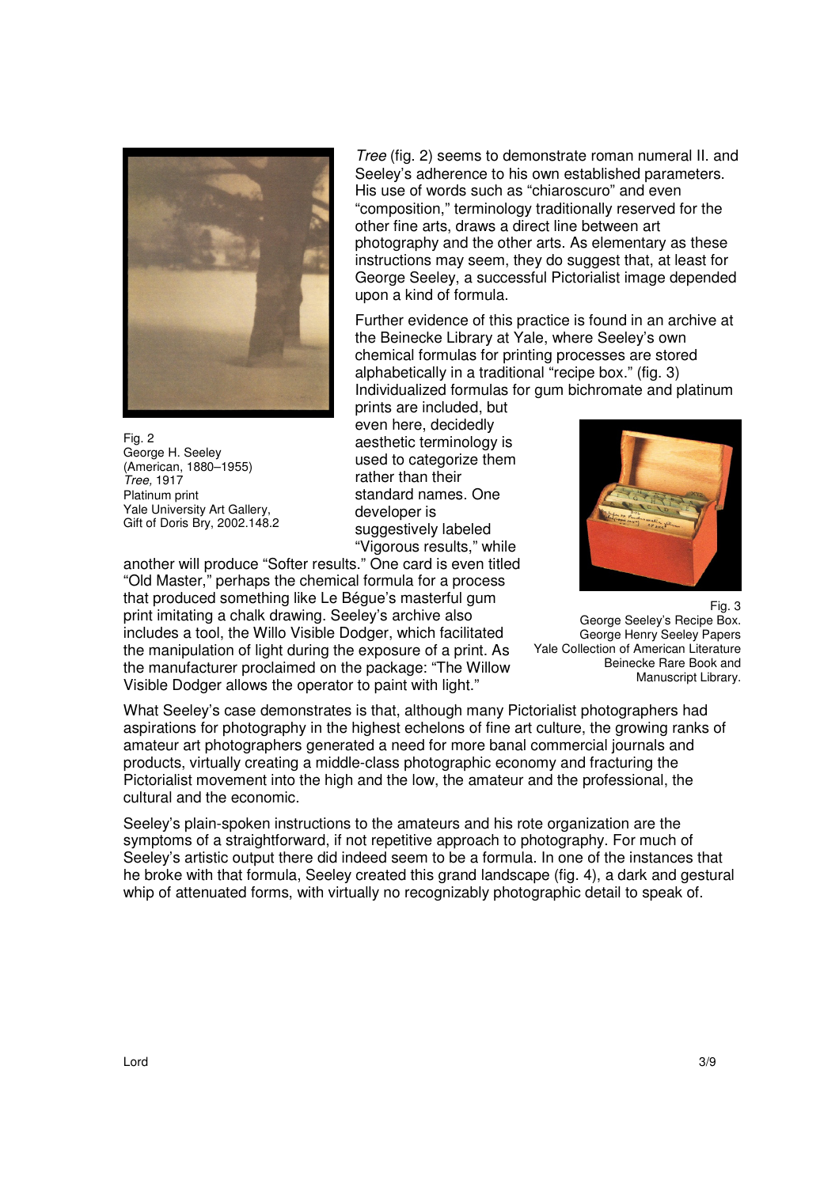*Tree* (fig. 2) seems to demonstrate roman numeral II. and Seeley's adherence to his own established parameters. His use of words such as "chiaroscuro" and even "composition," terminology traditionally reserved for the other fine arts, draws a direct line between art photography and the other arts. As elementary as these instructions may seem, they do suggest that, at least for George Seeley, a successful Pictorialist image depended upon a kind of formula.

Fig. 2
George H. Seeley
(American, 1880–1955)
*Tree*, 1917
Platinum print
Yale University Art Gallery,
Gift of Doris Bry, 2002.148.2

Further evidence of this practice is found in an archive at the Beinecke Library at Yale, where Seeley's own chemical formulas for printing processes are stored alphabetically in a traditional "recipe box." (fig. 3) Individualized formulas for gum bichromate and platinum prints are included, but even here, decidedly aesthetic terminology is used to categorize them rather than their standard names. One developer is suggestively labeled "Vigorous results," while another will produce "Softer results." One card is even titled "Old Master," perhaps the chemical formula for a process that produced something like Le Bégue's masterful gum print imitating a chalk drawing. Seeley's archive also includes a tool, the Willo Visible Dodger, which facilitated the manipulation of light during the exposure of a print. As the manufacturer proclaimed on the package: "The Willow Visible Dodger allows the operator to paint with light."

Fig. 3
George Seeley's Recipe Box.
George Henry Seeley Papers
Yale Collection of American Literature
Beinecke Rare Book and
Manuscript Library.

What Seeley's case demonstrates is that, although many Pictorialist photographers had aspirations for photography in the highest echelons of fine art culture, the growing ranks of amateur art photographers generated a need for more banal commercial journals and products, virtually creating a middle-class photographic economy and fracturing the Pictorialist movement into the high and the low, the amateur and the professional, the cultural and the economic.

Seeley's plain-spoken instructions to the amateurs and his rote organization are the symptoms of a straightforward, if not repetitive approach to photography. For much of Seeley's artistic output there did indeed seem to be a formula. In one of the instances that he broke with that formula, Seeley created this grand landscape (fig. 4), a dark and gestural whip of attenuated forms, with virtually no recognizably photographic detail to speak of.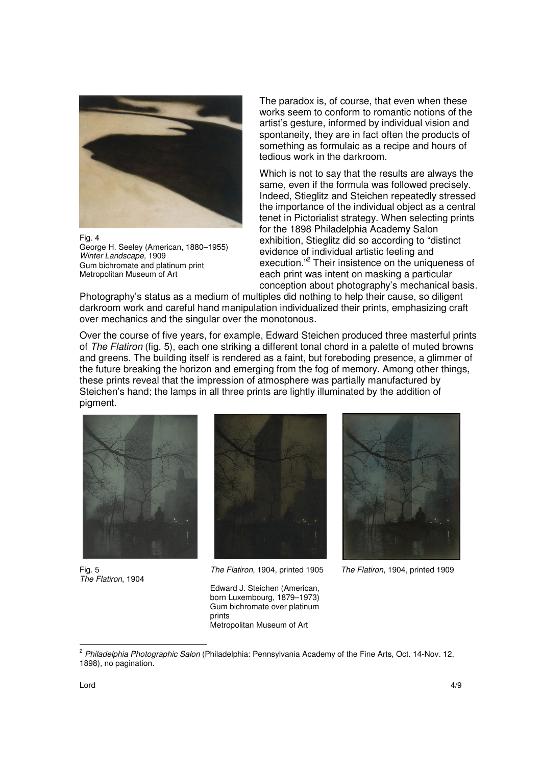Fig. 4
George H. Seeley (American, 1880–1955)
*Winter Landscape,* 1909
Gum bichromate and platinum print
Metropolitan Museum of Art

The paradox is, of course, that even when these works seem to conform to romantic notions of the artist's gesture, informed by individual vision and spontaneity, they are in fact often the products of something as formulaic as a recipe and hours of tedious work in the darkroom.

Which is not to say that the results are always the same, even if the formula was followed precisely. Indeed, Stieglitz and Steichen repeatedly stressed the importance of the individual object as a central tenet in Pictorialist strategy. When selecting prints for the 1898 Philadelphia Academy Salon exhibition, Stieglitz did so according to "distinct evidence of individual artistic feeling and execution."[2] Their insistence on the uniqueness of each print was intent on masking a particular conception about photography's mechanical basis. Photography's status as a medium of multiples did nothing to help their cause, so diligent darkroom work and careful hand manipulation individualized their prints, emphasizing craft over mechanics and the singular over the monotonous.

Over the course of five years, for example, Edward Steichen produced three masterful prints of *The Flatiron* (fig. 5), each one striking a different tonal chord in a palette of muted browns and greens. The building itself is rendered as a faint, but foreboding presence, a glimmer of the future breaking the horizon and emerging from the fog of memory. Among other things, these prints reveal that the impression of atmosphere was partially manufactured by Steichen's hand; the lamps in all three prints are lightly illuminated by the addition of pigment.

Fig. 5
*The Flatiron*, 1904

*The Flatiron*, 1904, printed 1905

*The Flatiron*, 1904, printed 1909

Edward J. Steichen (American, born Luxembourg, 1879–1973)
Gum bichromate over platinum prints
Metropolitan Museum of Art

---

[2] *Philadelphia Photographic Salon* (Philadelphia: Pennsylvania Academy of the Fine Arts, Oct. 14-Nov. 12, 1898), no pagination.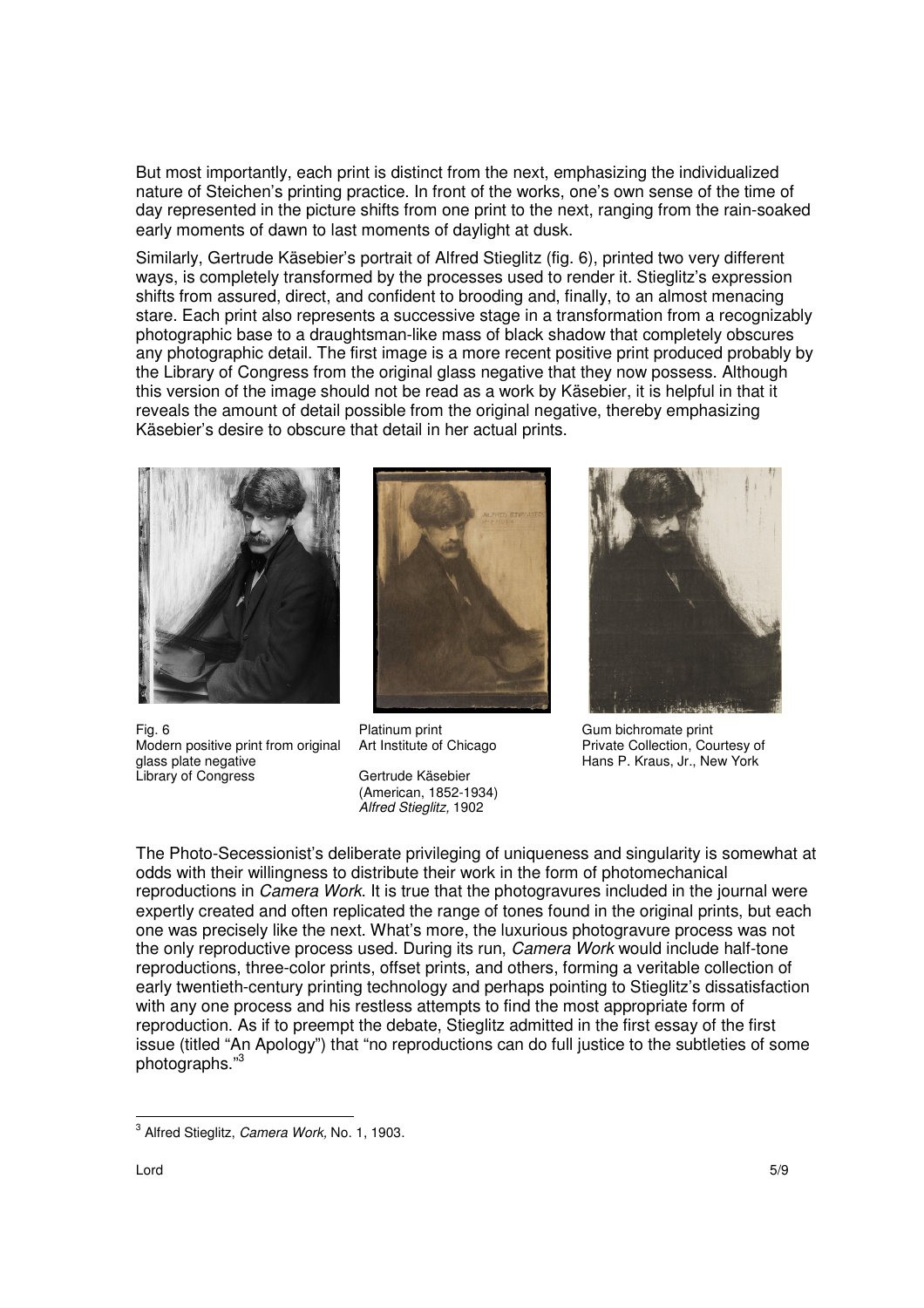But most importantly, each print is distinct from the next, emphasizing the individualized nature of Steichen's printing practice. In front of the works, one's own sense of the time of day represented in the picture shifts from one print to the next, ranging from the rain-soaked early moments of dawn to last moments of daylight at dusk.

Similarly, Gertrude Käsebier's portrait of Alfred Stieglitz (fig. 6), printed two very different ways, is completely transformed by the processes used to render it. Stieglitz's expression shifts from assured, direct, and confident to brooding and, finally, to an almost menacing stare. Each print also represents a successive stage in a transformation from a recognizably photographic base to a draughtsman-like mass of black shadow that completely obscures any photographic detail. The first image is a more recent positive print produced probably by the Library of Congress from the original glass negative that they now possess. Although this version of the image should not be read as a work by Käsebier, it is helpful in that it reveals the amount of detail possible from the original negative, thereby emphasizing Käsebier's desire to obscure that detail in her actual prints.

Fig. 6
Modern positive print from original glass plate negative
Library of Congress

Platinum print
Art Institute of Chicago

Gertrude Käsebier
(American, 1852-1934)
*Alfred Stieglitz,* 1902

Gum bichromate print
Private Collection, Courtesy of Hans P. Kraus, Jr., New York

The Photo-Secessionist's deliberate privileging of uniqueness and singularity is somewhat at odds with their willingness to distribute their work in the form of photomechanical reproductions in *Camera Work*. It is true that the photogravures included in the journal were expertly created and often replicated the range of tones found in the original prints, but each one was precisely like the next. What's more, the luxurious photogravure process was not the only reproductive process used. During its run, *Camera Work* would include half-tone reproductions, three-color prints, offset prints, and others, forming a veritable collection of early twentieth-century printing technology and perhaps pointing to Stieglitz's dissatisfaction with any one process and his restless attempts to find the most appropriate form of reproduction. As if to preempt the debate, Stieglitz admitted in the first essay of the first issue (titled "An Apology") that "no reproductions can do full justice to the subtleties of some photographs."[3]

[3] Alfred Stieglitz, *Camera Work,* No. 1, 1903.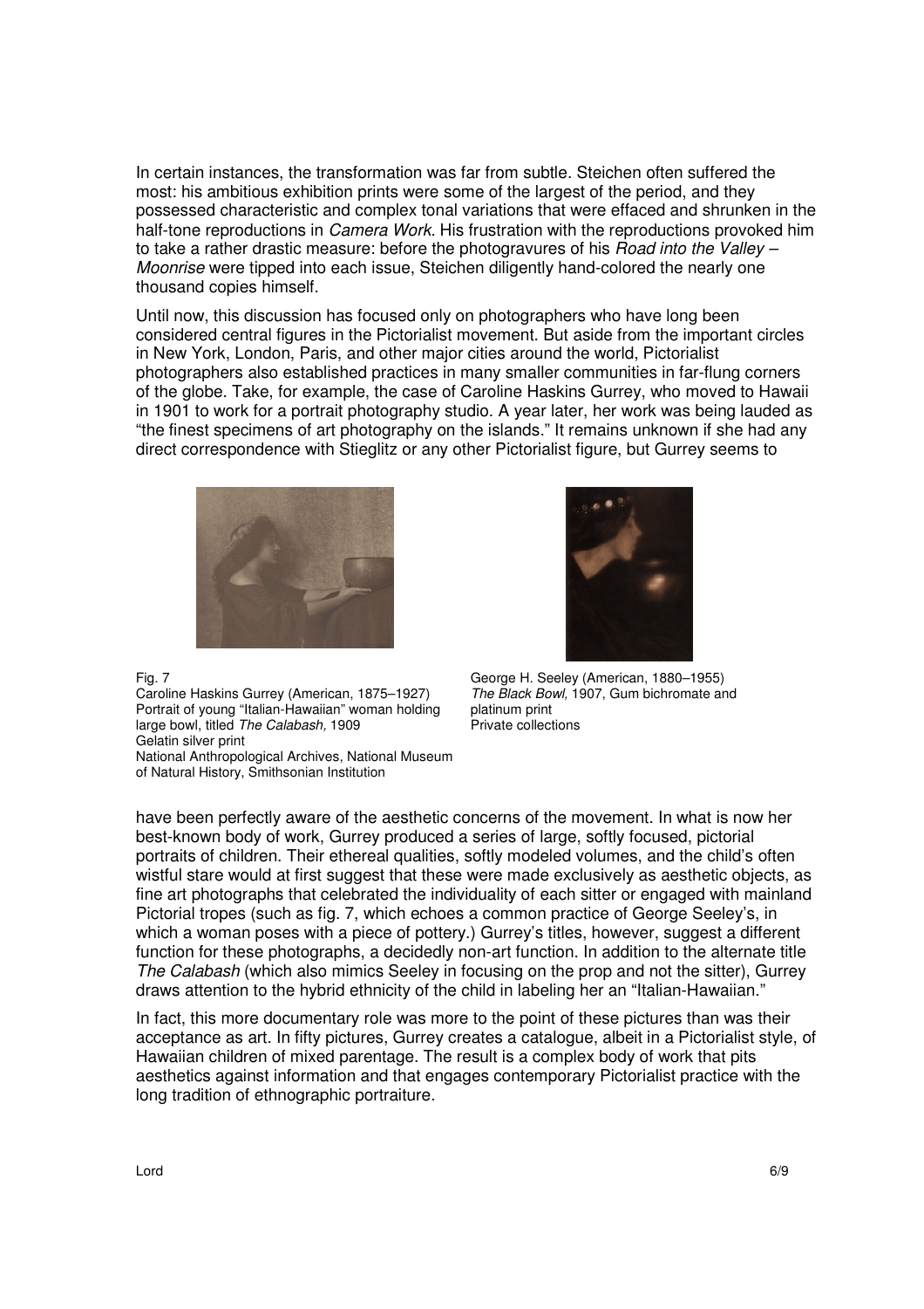In certain instances, the transformation was far from subtle. Steichen often suffered the most: his ambitious exhibition prints were some of the largest of the period, and they possessed characteristic and complex tonal variations that were effaced and shrunken in the half-tone reproductions in *Camera Work*. His frustration with the reproductions provoked him to take a rather drastic measure: before the photogravures of his *Road into the Valley – Moonrise* were tipped into each issue, Steichen diligently hand-colored the nearly one thousand copies himself.

Until now, this discussion has focused only on photographers who have long been considered central figures in the Pictorialist movement. But aside from the important circles in New York, London, Paris, and other major cities around the world, Pictorialist photographers also established practices in many smaller communities in far-flung corners of the globe. Take, for example, the case of Caroline Haskins Gurrey, who moved to Hawaii in 1901 to work for a portrait photography studio. A year later, her work was being lauded as "the finest specimens of art photography on the islands." It remains unknown if she had any direct correspondence with Stieglitz or any other Pictorialist figure, but Gurrey seems to have been perfectly aware of the aesthetic concerns of the movement. In what is now her best-known body of work, Gurrey produced a series of large, softly focused, pictorial portraits of children. Their ethereal qualities, softly modeled volumes, and the child's often wistful stare would at first suggest that these were made exclusively as aesthetic objects, as fine art photographs that celebrated the individuality of each sitter or engaged with mainland Pictorial tropes (such as fig. 7, which echoes a common practice of George Seeley's, in which a woman poses with a piece of pottery.) Gurrey's titles, however, suggest a different function for these photographs, a decidedly non-art function. In addition to the alternate title *The Calabash* (which also mimics Seeley in focusing on the prop and not the sitter), Gurrey draws attention to the hybrid ethnicity of the child in labeling her an "Italian-Hawaiian."

Fig. 7
Caroline Haskins Gurrey (American, 1875–1927)
Portrait of young "Italian-Hawaiian" woman holding large bowl, titled *The Calabash,* 1909
Gelatin silver print
National Anthropological Archives, National Museum of Natural History, Smithsonian Institution

George H. Seeley (American, 1880–1955)
*The Black Bowl,* 1907, Gum bichromate and platinum print
Private collections

In fact, this more documentary role was more to the point of these pictures than was their acceptance as art. In fifty pictures, Gurrey creates a catalogue, albeit in a Pictorialist style, of Hawaiian children of mixed parentage. The result is a complex body of work that pits aesthetics against information and that engages contemporary Pictorialist practice with the long tradition of ethnographic portraiture.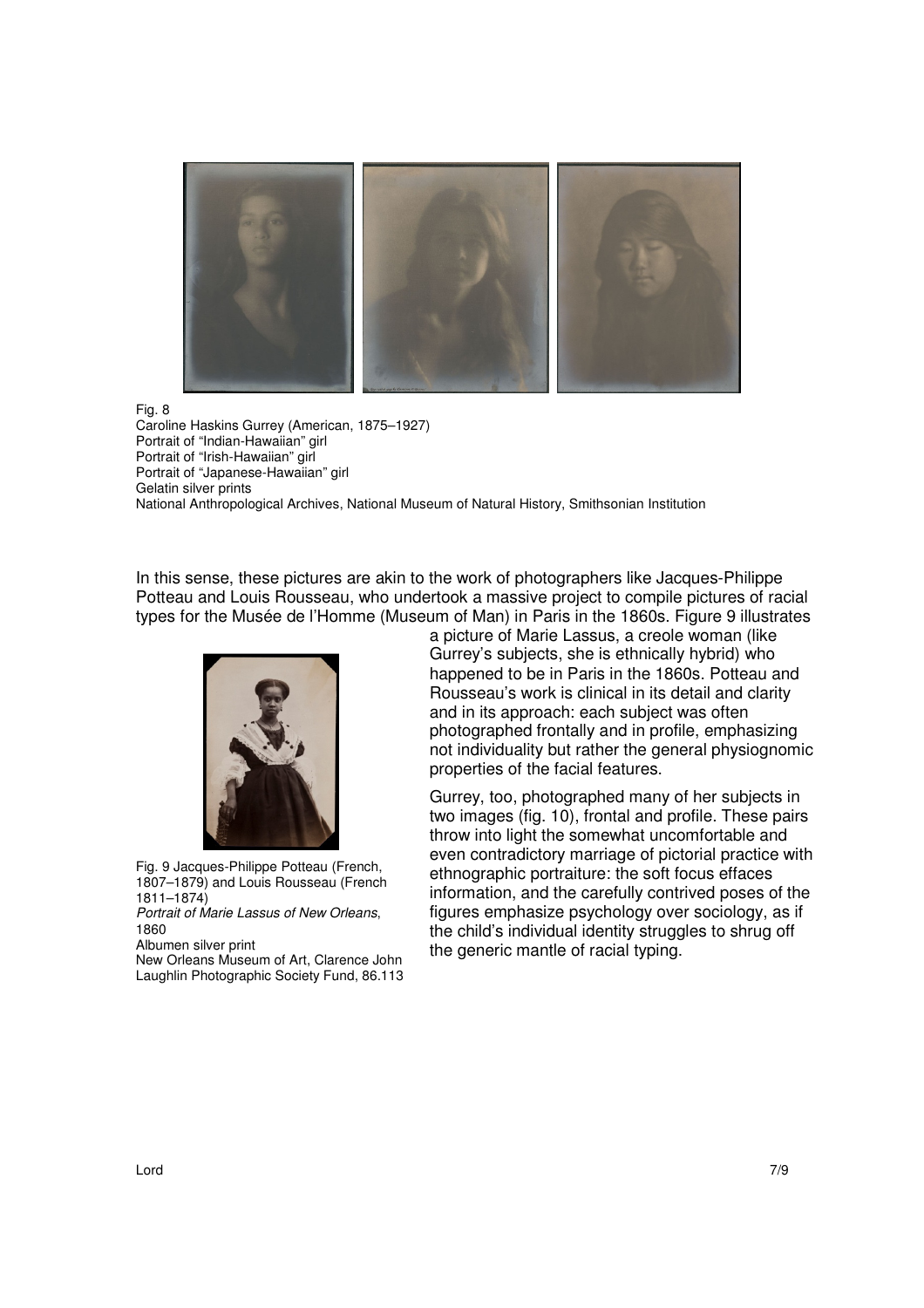Fig. 8
Caroline Haskins Gurrey (American, 1875–1927)
Portrait of "Indian-Hawaiian" girl
Portrait of "Irish-Hawaiian" girl
Portrait of "Japanese-Hawaiian" girl
Gelatin silver prints
National Anthropological Archives, National Museum of Natural History, Smithsonian Institution

In this sense, these pictures are akin to the work of photographers like Jacques-Philippe Potteau and Louis Rousseau, who undertook a massive project to compile pictures of racial types for the Musée de l'Homme (Museum of Man) in Paris in the 1860s. Figure 9 illustrates a picture of Marie Lassus, a creole woman (like Gurrey's subjects, she is ethnically hybrid) who happened to be in Paris in the 1860s. Potteau and Rousseau's work is clinical in its detail and clarity and in its approach: each subject was often photographed frontally and in profile, emphasizing not individuality but rather the general physiognomic properties of the facial features.

Fig. 9 Jacques-Philippe Potteau (French, 1807–1879) and Louis Rousseau (French 1811–1874)
*Portrait of Marie Lassus of New Orleans*, 1860
Albumen silver print
New Orleans Museum of Art, Clarence John Laughlin Photographic Society Fund, 86.113

Gurrey, too, photographed many of her subjects in two images (fig. 10), frontal and profile. These pairs throw into light the somewhat uncomfortable and even contradictory marriage of pictorial practice with ethnographic portraiture: the soft focus effaces information, and the carefully contrived poses of the figures emphasize psychology over sociology, as if the child's individual identity struggles to shrug off the generic mantle of racial typing.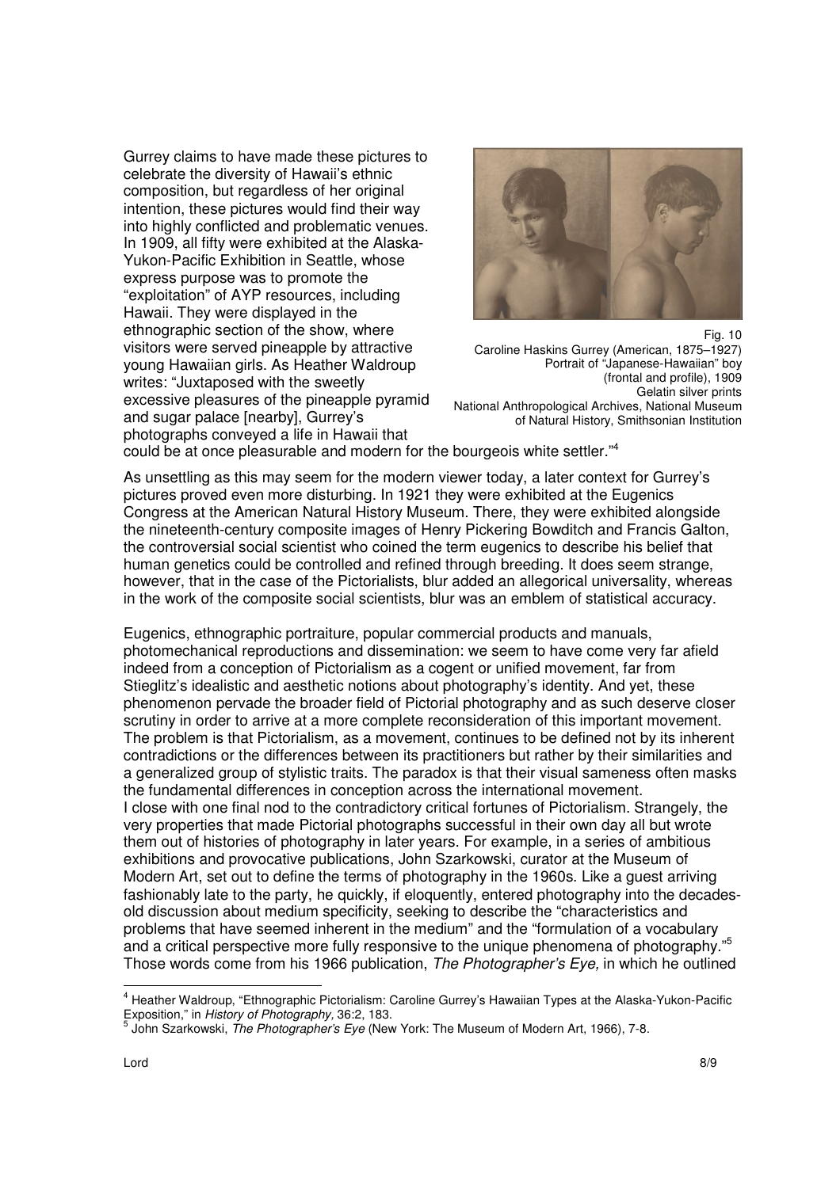Gurrey claims to have made these pictures to celebrate the diversity of Hawaii's ethnic composition, but regardless of her original intention, these pictures would find their way into highly conflicted and problematic venues. In 1909, all fifty were exhibited at the Alaska-Yukon-Pacific Exhibition in Seattle, whose express purpose was to promote the "exploitation" of AYP resources, including Hawaii. They were displayed in the ethnographic section of the show, where visitors were served pineapple by attractive young Hawaiian girls. As Heather Waldroup writes: "Juxtaposed with the sweetly excessive pleasures of the pineapple pyramid and sugar palace [nearby], Gurrey's photographs conveyed a life in Hawaii that could be at once pleasurable and modern for the bourgeois white settler."[4]

Fig. 10
Caroline Haskins Gurrey (American, 1875–1927)
Portrait of "Japanese-Hawaiian" boy (frontal and profile), 1909
Gelatin silver prints
National Anthropological Archives, National Museum of Natural History, Smithsonian Institution

As unsettling as this may seem for the modern viewer today, a later context for Gurrey's pictures proved even more disturbing. In 1921 they were exhibited at the Eugenics Congress at the American Natural History Museum. There, they were exhibited alongside the nineteenth-century composite images of Henry Pickering Bowditch and Francis Galton, the controversial social scientist who coined the term eugenics to describe his belief that human genetics could be controlled and refined through breeding. It does seem strange, however, that in the case of the Pictorialists, blur added an allegorical universality, whereas in the work of the composite social scientists, blur was an emblem of statistical accuracy.

Eugenics, ethnographic portraiture, popular commercial products and manuals, photomechanical reproductions and dissemination: we seem to have come very far afield indeed from a conception of Pictorialism as a cogent or unified movement, far from Stieglitz's idealistic and aesthetic notions about photography's identity. And yet, these phenomenon pervade the broader field of Pictorial photography and as such deserve closer scrutiny in order to arrive at a more complete reconsideration of this important movement. The problem is that Pictorialism, as a movement, continues to be defined not by its inherent contradictions or the differences between its practitioners but rather by their similarities and a generalized group of stylistic traits. The paradox is that their visual sameness often masks the fundamental differences in conception across the international movement.

I close with one final nod to the contradictory critical fortunes of Pictorialism. Strangely, the very properties that made Pictorial photographs successful in their own day all but wrote them out of histories of photography in later years. For example, in a series of ambitious exhibitions and provocative publications, John Szarkowski, curator at the Museum of Modern Art, set out to define the terms of photography in the 1960s. Like a guest arriving fashionably late to the party, he quickly, if eloquently, entered photography into the decades-old discussion about medium specificity, seeking to describe the "characteristics and problems that have seemed inherent in the medium" and the "formulation of a vocabulary and a critical perspective more fully responsive to the unique phenomena of photography."[5] Those words come from his 1966 publication, *The Photographer's Eye,* in which he outlined

---

[4] Heather Waldroup, "Ethnographic Pictorialism: Caroline Gurrey's Hawaiian Types at the Alaska-Yukon-Pacific Exposition," in *History of Photography,* 36:2, 183.

[5] John Szarkowski, *The Photographer's Eye* (New York: The Museum of Modern Art, 1966), 7-8.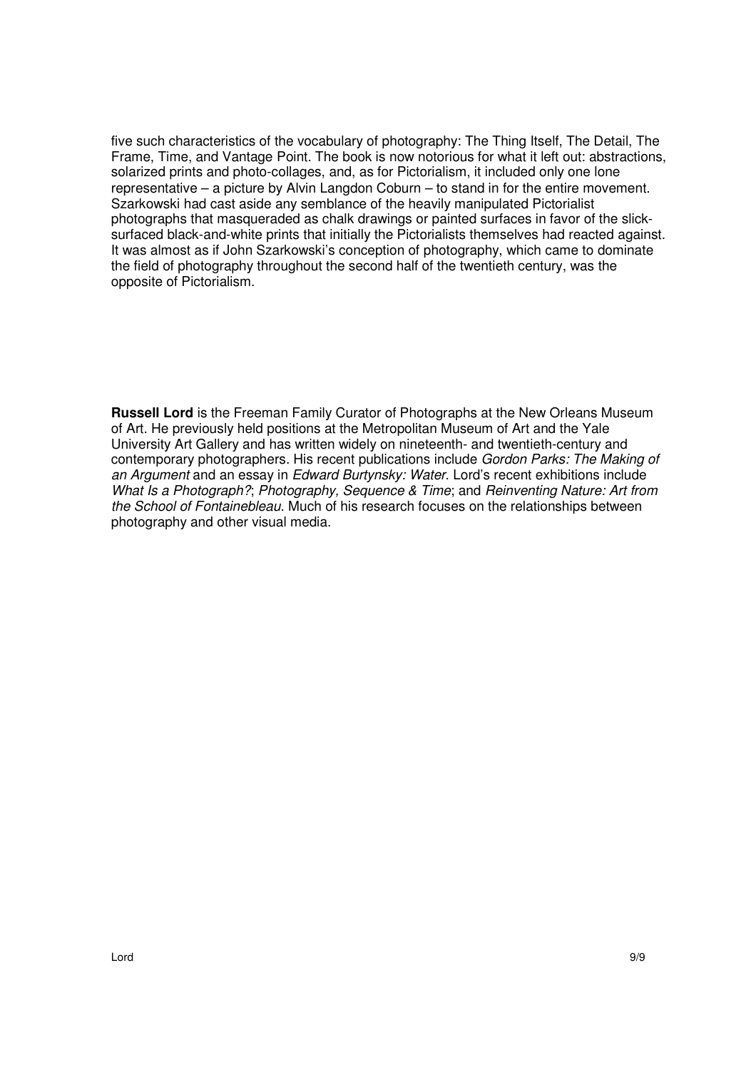five such characteristics of the vocabulary of photography: The Thing Itself, The Detail, The Frame, Time, and Vantage Point. The book is now notorious for what it left out: abstractions, solarized prints and photo-collages, and, as for Pictorialism, it included only one lone representative – a picture by Alvin Langdon Coburn – to stand in for the entire movement. Szarkowski had cast aside any semblance of the heavily manipulated Pictorialist photographs that masqueraded as chalk drawings or painted surfaces in favor of the slick-surfaced black-and-white prints that initially the Pictorialists themselves had reacted against. It was almost as if John Szarkowski's conception of photography, which came to dominate the field of photography throughout the second half of the twentieth century, was the opposite of Pictorialism.

**Russell Lord** is the Freeman Family Curator of Photographs at the New Orleans Museum of Art. He previously held positions at the Metropolitan Museum of Art and the Yale University Art Gallery and has written widely on nineteenth- and twentieth-century and contemporary photographers. His recent publications include *Gordon Parks: The Making of an Argument* and an essay in *Edward Burtynsky: Water*. Lord's recent exhibitions include *What Is a Photograph?*; *Photography, Sequence & Time*; and *Reinventing Nature: Art from the School of Fontainebleau*. Much of his research focuses on the relationships between photography and other visual media.